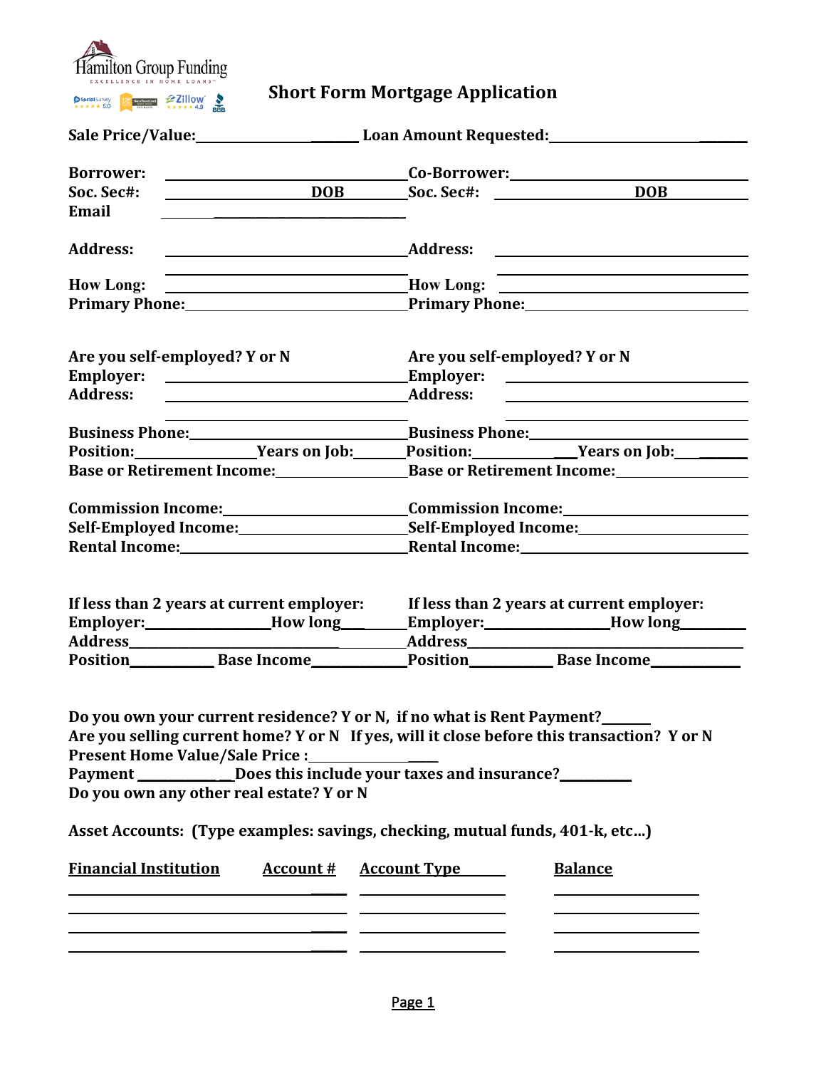Hamilton Group Funding
EXCELLENCE IN HOME LOANS

# Short Form Mortgage Application

**Sale Price/Value:** ____________________ **Loan Amount Requested:** ____________________

| | | | |
|---|---|---|---|
| **Borrower:** | | **Co-Borrower:** | |
| **Soc. Sec#:** | **DOB** | **Soc. Sec#:** | **DOB** |
| **Email** | | | |
| **Address:** | | **Address:** | |
| **How Long:** | | **How Long:** | |
| **Primary Phone:** | | **Primary Phone:** | |

| | |
|---|---|
| **Are you self-employed? Y or N** | **Are you self-employed? Y or N** |
| **Employer:** | **Employer:** |
| **Address:** | **Address:** |
| **Business Phone:** | **Business Phone:** |
| **Position:** ________ **Years on Job:** ________ | **Position:** ________ **Years on Job:** ________ |
| **Base or Retirement Income:** | **Base or Retirement Income:** |
| **Commission Income:** | **Commission Income:** |
| **Self-Employed Income:** | **Self-Employed Income:** |
| **Rental Income:** | **Rental Income:** |

| | |
|---|---|
| **If less than 2 years at current employer:** | **If less than 2 years at current employer:** |
| **Employer:** ________ **How long** ________ | **Employer:** ________ **How long** ________ |
| **Address** | **Address** |
| **Position** ________ **Base Income** ________ | **Position** ________ **Base Income** ________ |

**Do you own your current residence? Y or N, if no what is Rent Payment?** ________
**Are you selling current home? Y or N If yes, will it close before this transaction? Y or N**
**Present Home Value/Sale Price :** ________
**Payment** ________ **Does this include your taxes and insurance?** ________
**Do you own any other real estate? Y or N**

**Asset Accounts: (Type examples: savings, checking, mutual funds, 401-k, etc…)**

| Financial Institution | Account # | Account Type | Balance |
|---|---|---|---|
| | | | |
| | | | |
| | | | |
| | | | |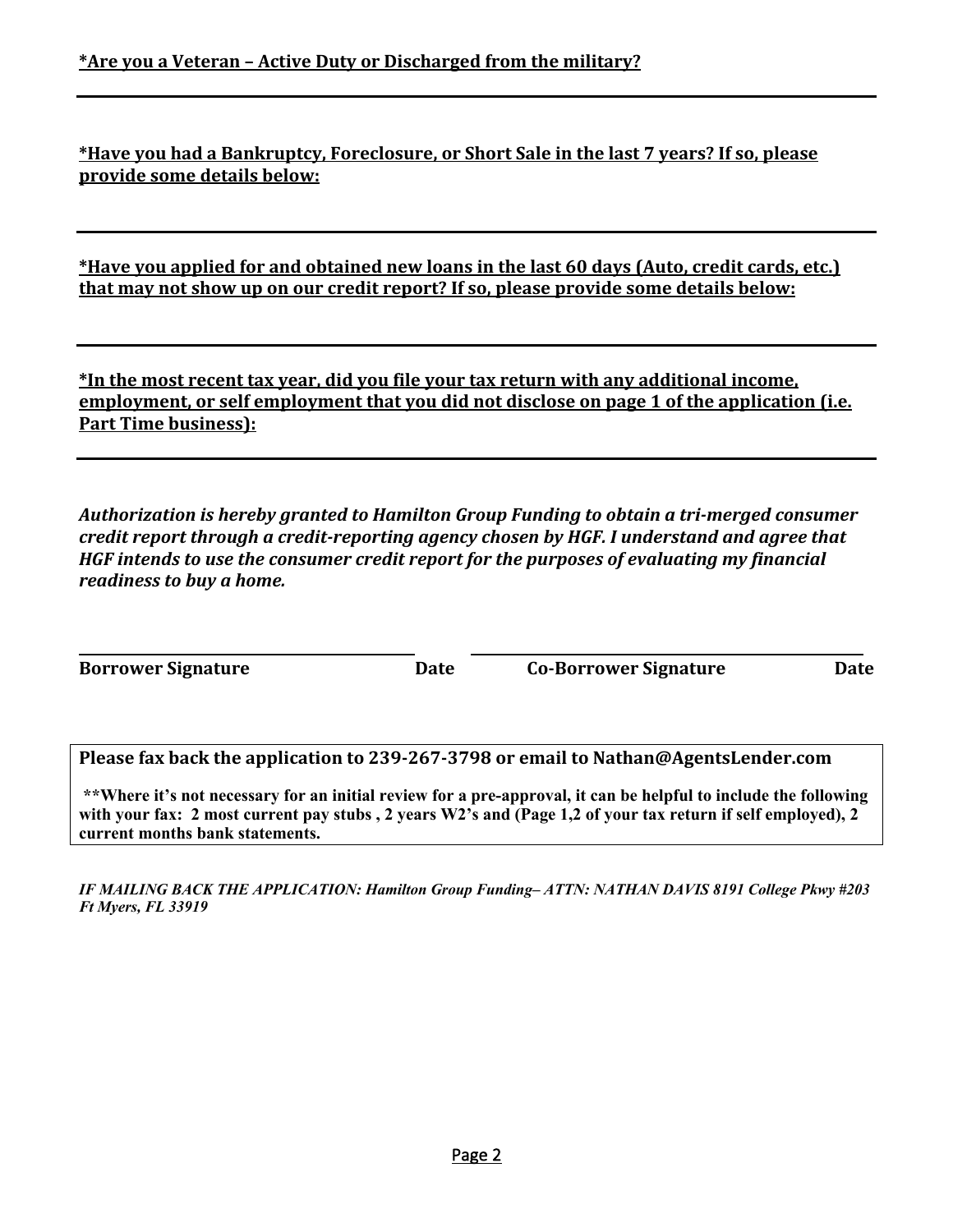**\*Are you a Veteran – Active Duty or Discharged from the military?**

---

**\*Have you had a Bankruptcy, Foreclosure, or Short Sale in the last 7 years? If so, please provide some details below:**

---

**\*Have you applied for and obtained new loans in the last 60 days (Auto, credit cards, etc.) that may not show up on our credit report? If so, please provide some details below:**

---

**\*In the most recent tax year, did you file your tax return with any additional income, employment, or self employment that you did not disclose on page 1 of the application (i.e. Part Time business):**

---

***Authorization is hereby granted to Hamilton Group Funding to obtain a tri-merged consumer credit report through a credit-reporting agency chosen by HGF. I understand and agree that HGF intends to use the consumer credit report for the purposes of evaluating my financial readiness to buy a home.***

| | | | |
|---|---|---|---|
| **Borrower Signature** | **Date** | **Co-Borrower Signature** | **Date** |

**Please fax back the application to 239-267-3798 or email to Nathan@AgentsLender.com**

**\*\*Where it's not necessary for an initial review for a pre-approval, it can be helpful to include the following with your fax: 2 most current pay stubs , 2 years W2's and (Page 1,2 of your tax return if self employed), 2 current months bank statements.**

***IF MAILING BACK THE APPLICATION: Hamilton Group Funding– ATTN: NATHAN DAVIS 8191 College Pkwy #203 Ft Myers, FL 33919***